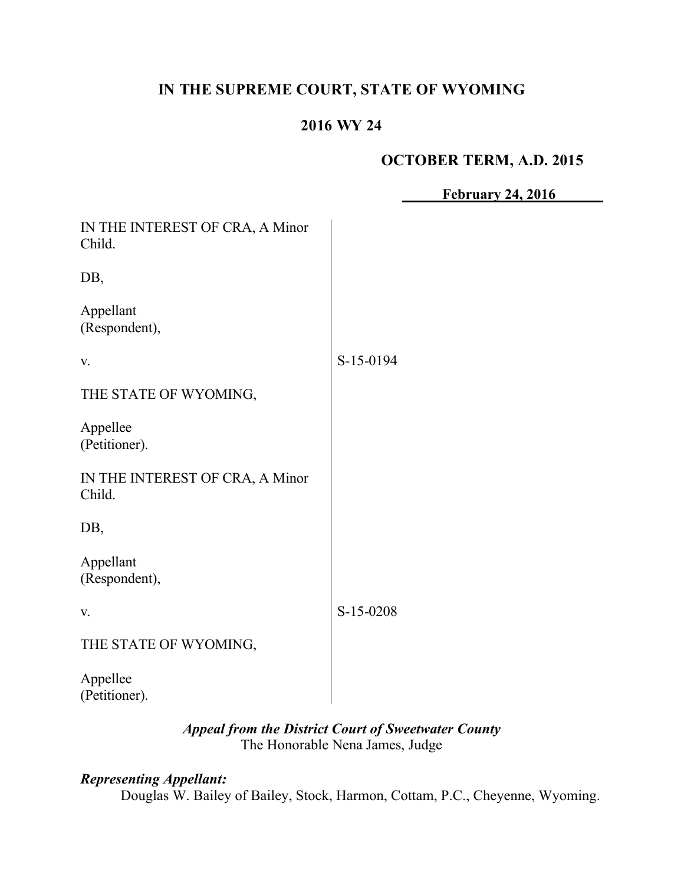# IN THE SUPREME COURT, STATE OF WYOMING

## 2016 WY 24

**OCTOBER TERM, A.D. 2015**

**February 24, 2016**

| | |
|---|---|
| IN THE INTEREST OF CRA, A Minor Child.<br><br>DB,<br><br>Appellant<br>(Respondent),<br><br>v.<br><br>THE STATE OF WYOMING,<br><br>Appellee<br>(Petitioner). | S-15-0194 |
| IN THE INTEREST OF CRA, A Minor Child.<br><br>DB,<br><br>Appellant<br>(Respondent),<br><br>v.<br><br>THE STATE OF WYOMING,<br><br>Appellee<br>(Petitioner). | S-15-0208 |

***Appeal from the District Court of Sweetwater County***
The Honorable Nena James, Judge

***Representing Appellant:***
Douglas W. Bailey of Bailey, Stock, Harmon, Cottam, P.C., Cheyenne, Wyoming.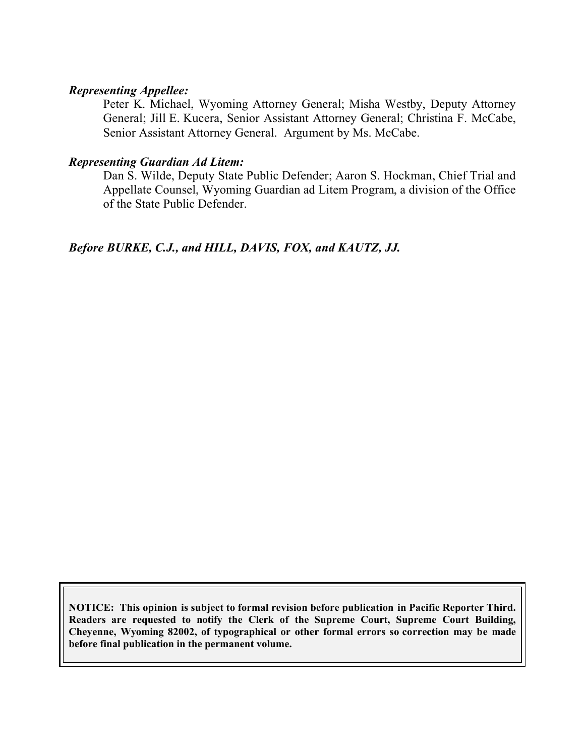***Representing Appellee:***

Peter K. Michael, Wyoming Attorney General; Misha Westby, Deputy Attorney General; Jill E. Kucera, Senior Assistant Attorney General; Christina F. McCabe, Senior Assistant Attorney General. Argument by Ms. McCabe.

***Representing Guardian Ad Litem:***

Dan S. Wilde, Deputy State Public Defender; Aaron S. Hockman, Chief Trial and Appellate Counsel, Wyoming Guardian ad Litem Program, a division of the Office of the State Public Defender.

***Before BURKE, C.J., and HILL, DAVIS, FOX, and KAUTZ, JJ.***

**NOTICE: This opinion is subject to formal revision before publication in Pacific Reporter Third. Readers are requested to notify the Clerk of the Supreme Court, Supreme Court Building, Cheyenne, Wyoming 82002, of typographical or other formal errors so correction may be made before final publication in the permanent volume.**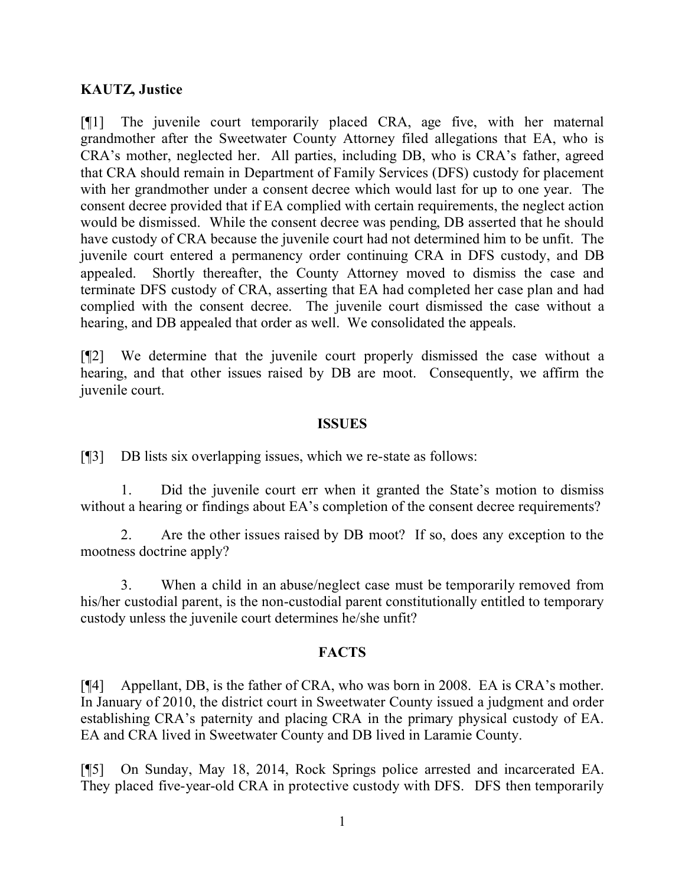**KAUTZ, Justice**

[¶1] The juvenile court temporarily placed CRA, age five, with her maternal grandmother after the Sweetwater County Attorney filed allegations that EA, who is CRA's mother, neglected her. All parties, including DB, who is CRA's father, agreed that CRA should remain in Department of Family Services (DFS) custody for placement with her grandmother under a consent decree which would last for up to one year. The consent decree provided that if EA complied with certain requirements, the neglect action would be dismissed. While the consent decree was pending, DB asserted that he should have custody of CRA because the juvenile court had not determined him to be unfit. The juvenile court entered a permanency order continuing CRA in DFS custody, and DB appealed. Shortly thereafter, the County Attorney moved to dismiss the case and terminate DFS custody of CRA, asserting that EA had completed her case plan and had complied with the consent decree. The juvenile court dismissed the case without a hearing, and DB appealed that order as well. We consolidated the appeals.

[¶2] We determine that the juvenile court properly dismissed the case without a hearing, and that other issues raised by DB are moot. Consequently, we affirm the juvenile court.

## ISSUES

[¶3] DB lists six overlapping issues, which we re-state as follows:

1. Did the juvenile court err when it granted the State's motion to dismiss without a hearing or findings about EA's completion of the consent decree requirements?

2. Are the other issues raised by DB moot? If so, does any exception to the mootness doctrine apply?

3. When a child in an abuse/neglect case must be temporarily removed from his/her custodial parent, is the non-custodial parent constitutionally entitled to temporary custody unless the juvenile court determines he/she unfit?

## FACTS

[¶4] Appellant, DB, is the father of CRA, who was born in 2008. EA is CRA's mother. In January of 2010, the district court in Sweetwater County issued a judgment and order establishing CRA's paternity and placing CRA in the primary physical custody of EA. EA and CRA lived in Sweetwater County and DB lived in Laramie County.

[¶5] On Sunday, May 18, 2014, Rock Springs police arrested and incarcerated EA. They placed five-year-old CRA in protective custody with DFS. DFS then temporarily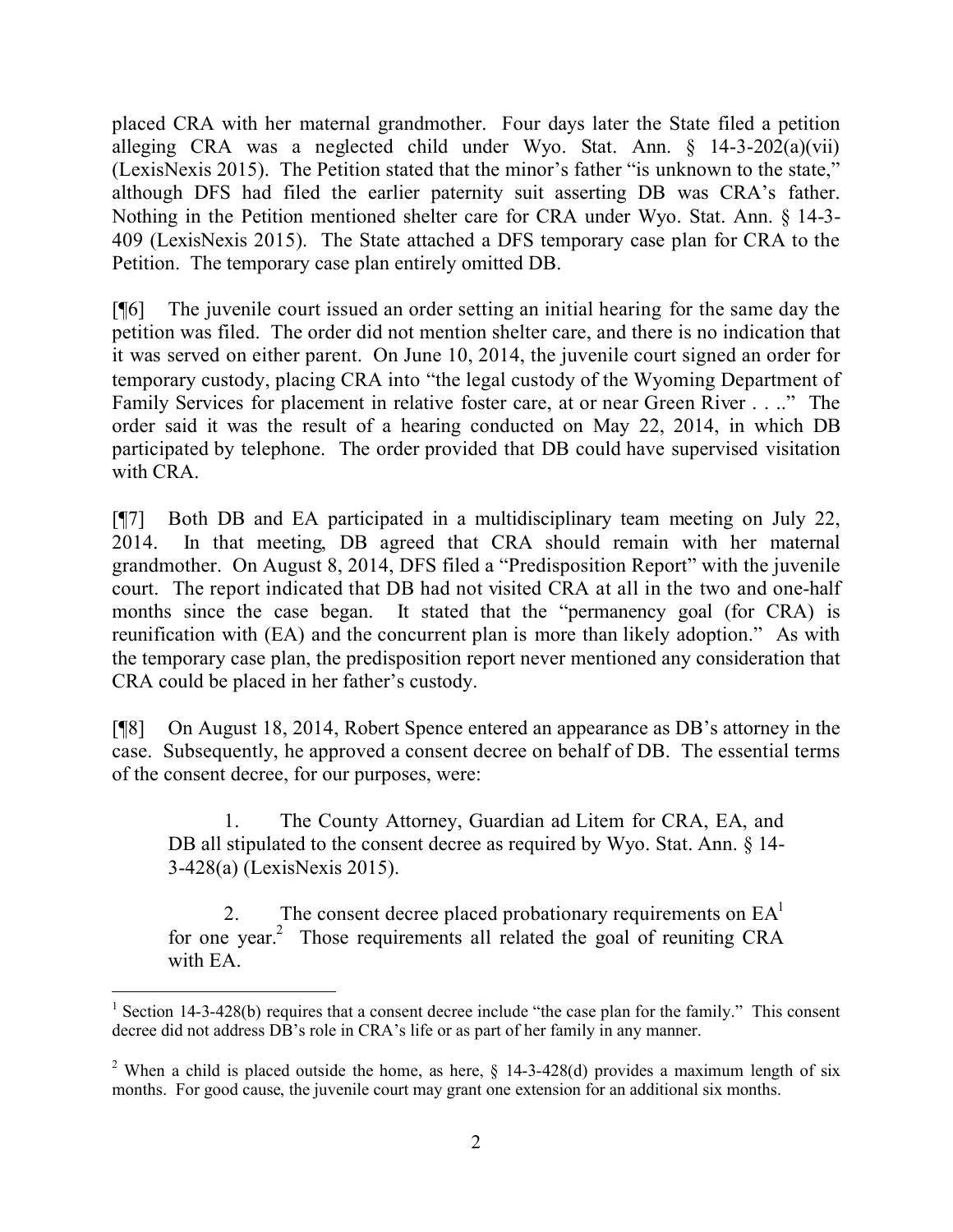placed CRA with her maternal grandmother. Four days later the State filed a petition alleging CRA was a neglected child under Wyo. Stat. Ann. § 14-3-202(a)(vii) (LexisNexis 2015). The Petition stated that the minor's father "is unknown to the state," although DFS had filed the earlier paternity suit asserting DB was CRA's father. Nothing in the Petition mentioned shelter care for CRA under Wyo. Stat. Ann. § 14-3-409 (LexisNexis 2015). The State attached a DFS temporary case plan for CRA to the Petition. The temporary case plan entirely omitted DB.

[¶6] The juvenile court issued an order setting an initial hearing for the same day the petition was filed. The order did not mention shelter care, and there is no indication that it was served on either parent. On June 10, 2014, the juvenile court signed an order for temporary custody, placing CRA into "the legal custody of the Wyoming Department of Family Services for placement in relative foster care, at or near Green River . . .." The order said it was the result of a hearing conducted on May 22, 2014, in which DB participated by telephone. The order provided that DB could have supervised visitation with CRA.

[¶7] Both DB and EA participated in a multidisciplinary team meeting on July 22, 2014. In that meeting, DB agreed that CRA should remain with her maternal grandmother. On August 8, 2014, DFS filed a "Predisposition Report" with the juvenile court. The report indicated that DB had not visited CRA at all in the two and one-half months since the case began. It stated that the "permanency goal (for CRA) is reunification with (EA) and the concurrent plan is more than likely adoption." As with the temporary case plan, the predisposition report never mentioned any consideration that CRA could be placed in her father's custody.

[¶8] On August 18, 2014, Robert Spence entered an appearance as DB's attorney in the case. Subsequently, he approved a consent decree on behalf of DB. The essential terms of the consent decree, for our purposes, were:

> 1. The County Attorney, Guardian ad Litem for CRA, EA, and DB all stipulated to the consent decree as required by Wyo. Stat. Ann. § 14-3-428(a) (LexisNexis 2015).
>
> 2. The consent decree placed probationary requirements on EA[1] for one year.[2] Those requirements all related the goal of reuniting CRA with EA.

---

[1] Section 14-3-428(b) requires that a consent decree include "the case plan for the family." This consent decree did not address DB's role in CRA's life or as part of her family in any manner.

[2] When a child is placed outside the home, as here, § 14-3-428(d) provides a maximum length of six months. For good cause, the juvenile court may grant one extension for an additional six months.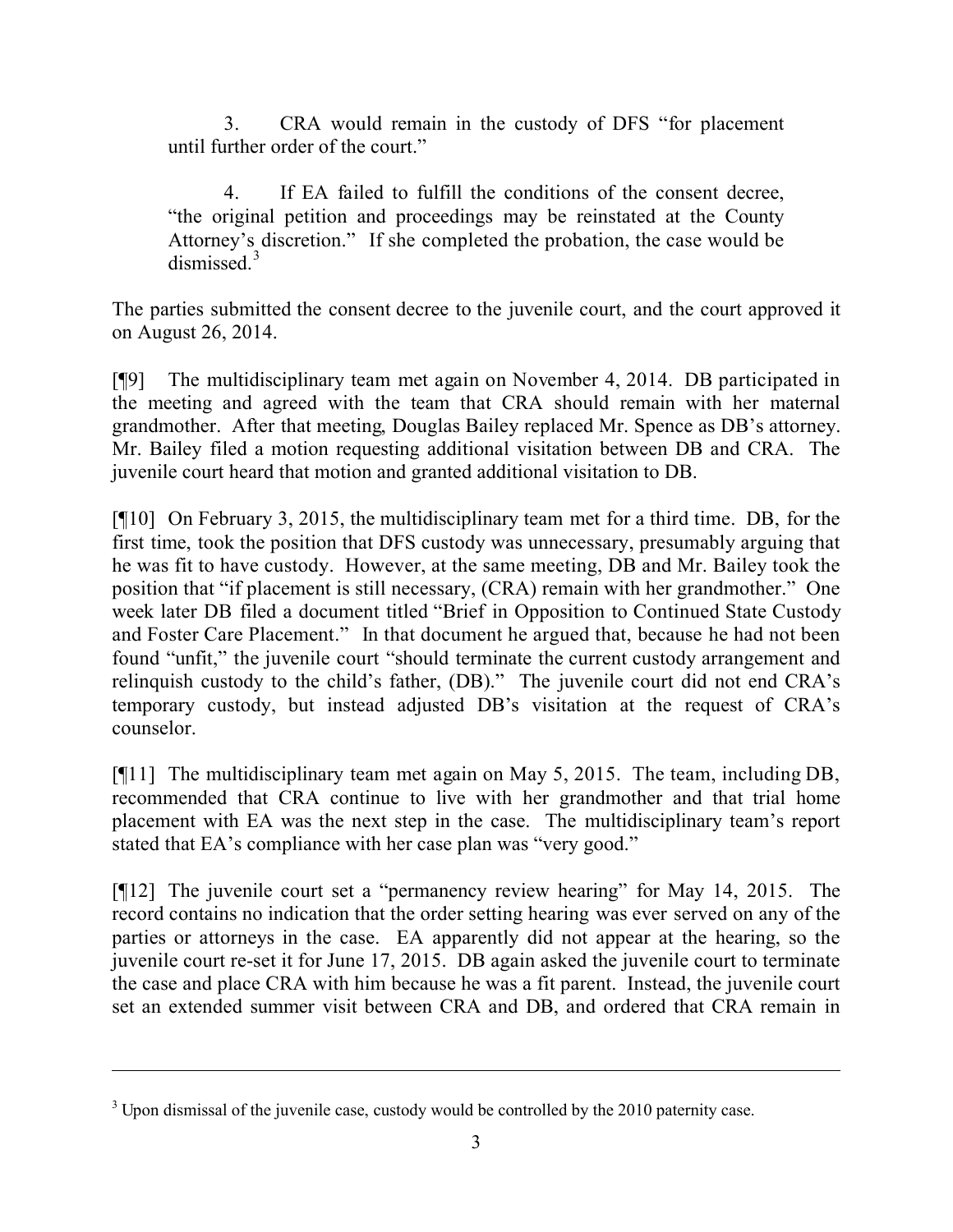3. CRA would remain in the custody of DFS "for placement until further order of the court."

4. If EA failed to fulfill the conditions of the consent decree, "the original petition and proceedings may be reinstated at the County Attorney's discretion." If she completed the probation, the case would be dismissed.[3]

The parties submitted the consent decree to the juvenile court, and the court approved it on August 26, 2014.

[¶9] The multidisciplinary team met again on November 4, 2014. DB participated in the meeting and agreed with the team that CRA should remain with her maternal grandmother. After that meeting, Douglas Bailey replaced Mr. Spence as DB's attorney. Mr. Bailey filed a motion requesting additional visitation between DB and CRA. The juvenile court heard that motion and granted additional visitation to DB.

[¶10] On February 3, 2015, the multidisciplinary team met for a third time. DB, for the first time, took the position that DFS custody was unnecessary, presumably arguing that he was fit to have custody. However, at the same meeting, DB and Mr. Bailey took the position that "if placement is still necessary, (CRA) remain with her grandmother." One week later DB filed a document titled "Brief in Opposition to Continued State Custody and Foster Care Placement." In that document he argued that, because he had not been found "unfit," the juvenile court "should terminate the current custody arrangement and relinquish custody to the child's father, (DB)." The juvenile court did not end CRA's temporary custody, but instead adjusted DB's visitation at the request of CRA's counselor.

[¶11] The multidisciplinary team met again on May 5, 2015. The team, including DB, recommended that CRA continue to live with her grandmother and that trial home placement with EA was the next step in the case. The multidisciplinary team's report stated that EA's compliance with her case plan was "very good."

[¶12] The juvenile court set a "permanency review hearing" for May 14, 2015. The record contains no indication that the order setting hearing was ever served on any of the parties or attorneys in the case. EA apparently did not appear at the hearing, so the juvenile court re-set it for June 17, 2015. DB again asked the juvenile court to terminate the case and place CRA with him because he was a fit parent. Instead, the juvenile court set an extended summer visit between CRA and DB, and ordered that CRA remain in

---

[3] Upon dismissal of the juvenile case, custody would be controlled by the 2010 paternity case.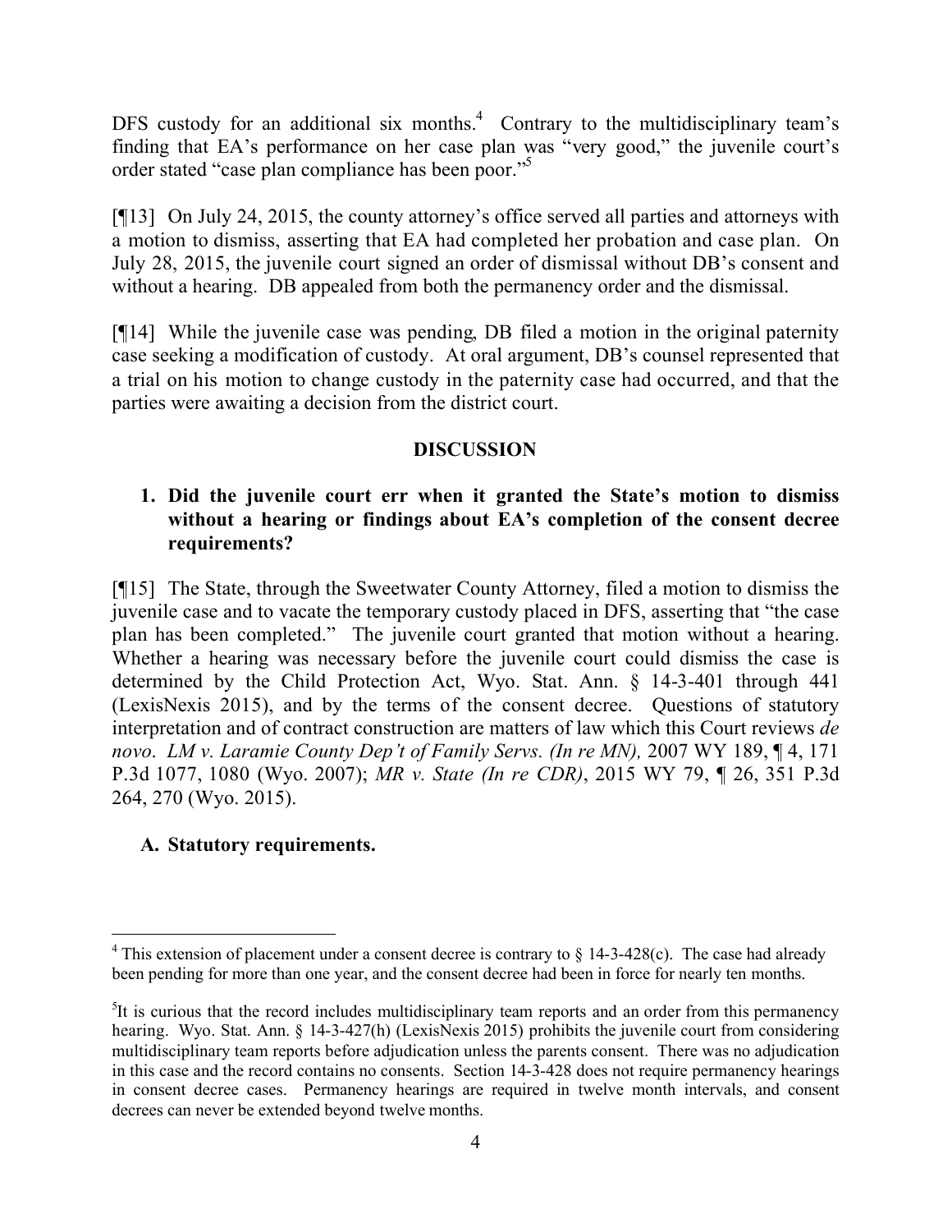DFS custody for an additional six months.[4] Contrary to the multidisciplinary team's finding that EA's performance on her case plan was "very good," the juvenile court's order stated "case plan compliance has been poor."[5]

[¶13] On July 24, 2015, the county attorney's office served all parties and attorneys with a motion to dismiss, asserting that EA had completed her probation and case plan. On July 28, 2015, the juvenile court signed an order of dismissal without DB's consent and without a hearing. DB appealed from both the permanency order and the dismissal.

[¶14] While the juvenile case was pending, DB filed a motion in the original paternity case seeking a modification of custody. At oral argument, DB's counsel represented that a trial on his motion to change custody in the paternity case had occurred, and that the parties were awaiting a decision from the district court.

## DISCUSSION

### 1. Did the juvenile court err when it granted the State's motion to dismiss without a hearing or findings about EA's completion of the consent decree requirements?

[¶15] The State, through the Sweetwater County Attorney, filed a motion to dismiss the juvenile case and to vacate the temporary custody placed in DFS, asserting that "the case plan has been completed." The juvenile court granted that motion without a hearing. Whether a hearing was necessary before the juvenile court could dismiss the case is determined by the Child Protection Act, Wyo. Stat. Ann. § 14-3-401 through 441 (LexisNexis 2015), and by the terms of the consent decree. Questions of statutory interpretation and of contract construction are matters of law which this Court reviews *de novo*. *LM v. Laramie County Dep't of Family Servs. (In re MN),* 2007 WY 189, ¶ 4, 171 P.3d 1077, 1080 (Wyo. 2007); *MR v. State (In re CDR)*, 2015 WY 79, ¶ 26, 351 P.3d 264, 270 (Wyo. 2015).

#### A. Statutory requirements.

---

[4] This extension of placement under a consent decree is contrary to § 14-3-428(c). The case had already been pending for more than one year, and the consent decree had been in force for nearly ten months.

[5] It is curious that the record includes multidisciplinary team reports and an order from this permanency hearing. Wyo. Stat. Ann. § 14-3-427(h) (LexisNexis 2015) prohibits the juvenile court from considering multidisciplinary team reports before adjudication unless the parents consent. There was no adjudication in this case and the record contains no consents. Section 14-3-428 does not require permanency hearings in consent decree cases. Permanency hearings are required in twelve month intervals, and consent decrees can never be extended beyond twelve months.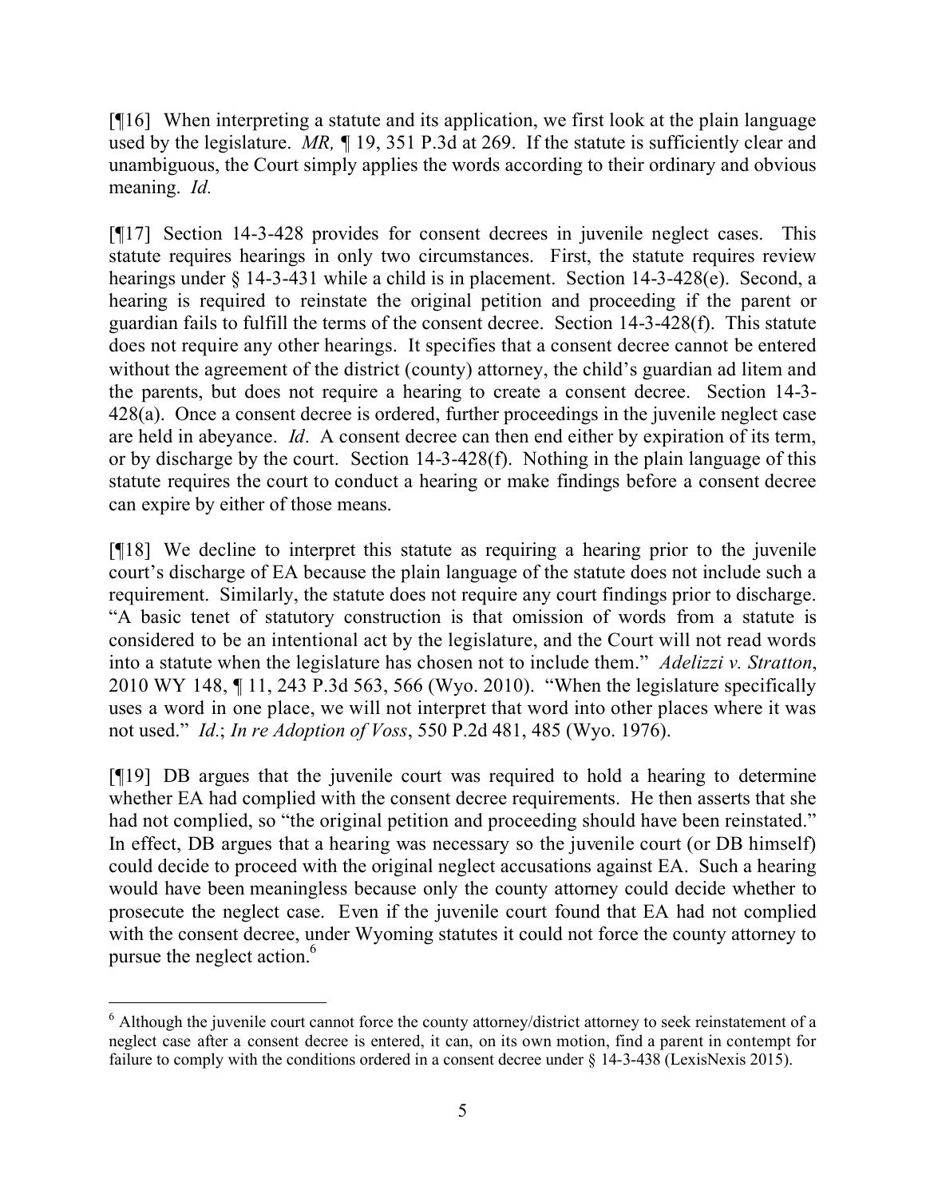[¶16] When interpreting a statute and its application, we first look at the plain language used by the legislature. *MR,* ¶ 19, 351 P.3d at 269. If the statute is sufficiently clear and unambiguous, the Court simply applies the words according to their ordinary and obvious meaning. *Id.*

[¶17] Section 14-3-428 provides for consent decrees in juvenile neglect cases. This statute requires hearings in only two circumstances. First, the statute requires review hearings under § 14-3-431 while a child is in placement. Section 14-3-428(e). Second, a hearing is required to reinstate the original petition and proceeding if the parent or guardian fails to fulfill the terms of the consent decree. Section 14-3-428(f). This statute does not require any other hearings. It specifies that a consent decree cannot be entered without the agreement of the district (county) attorney, the child's guardian ad litem and the parents, but does not require a hearing to create a consent decree. Section 14-3-428(a). Once a consent decree is ordered, further proceedings in the juvenile neglect case are held in abeyance. *Id*. A consent decree can then end either by expiration of its term, or by discharge by the court. Section 14-3-428(f). Nothing in the plain language of this statute requires the court to conduct a hearing or make findings before a consent decree can expire by either of those means.

[¶18] We decline to interpret this statute as requiring a hearing prior to the juvenile court's discharge of EA because the plain language of the statute does not include such a requirement. Similarly, the statute does not require any court findings prior to discharge. "A basic tenet of statutory construction is that omission of words from a statute is considered to be an intentional act by the legislature, and the Court will not read words into a statute when the legislature has chosen not to include them." *Adelizzi v. Stratton*, 2010 WY 148, ¶ 11, 243 P.3d 563, 566 (Wyo. 2010). "When the legislature specifically uses a word in one place, we will not interpret that word into other places where it was not used." *Id*.; *In re Adoption of Voss*, 550 P.2d 481, 485 (Wyo. 1976).

[¶19] DB argues that the juvenile court was required to hold a hearing to determine whether EA had complied with the consent decree requirements. He then asserts that she had not complied, so "the original petition and proceeding should have been reinstated." In effect, DB argues that a hearing was necessary so the juvenile court (or DB himself) could decide to proceed with the original neglect accusations against EA. Such a hearing would have been meaningless because only the county attorney could decide whether to prosecute the neglect case. Even if the juvenile court found that EA had not complied with the consent decree, under Wyoming statutes it could not force the county attorney to pursue the neglect action.[6]

---

[6] Although the juvenile court cannot force the county attorney/district attorney to seek reinstatement of a neglect case after a consent decree is entered, it can, on its own motion, find a parent in contempt for failure to comply with the conditions ordered in a consent decree under § 14-3-438 (LexisNexis 2015).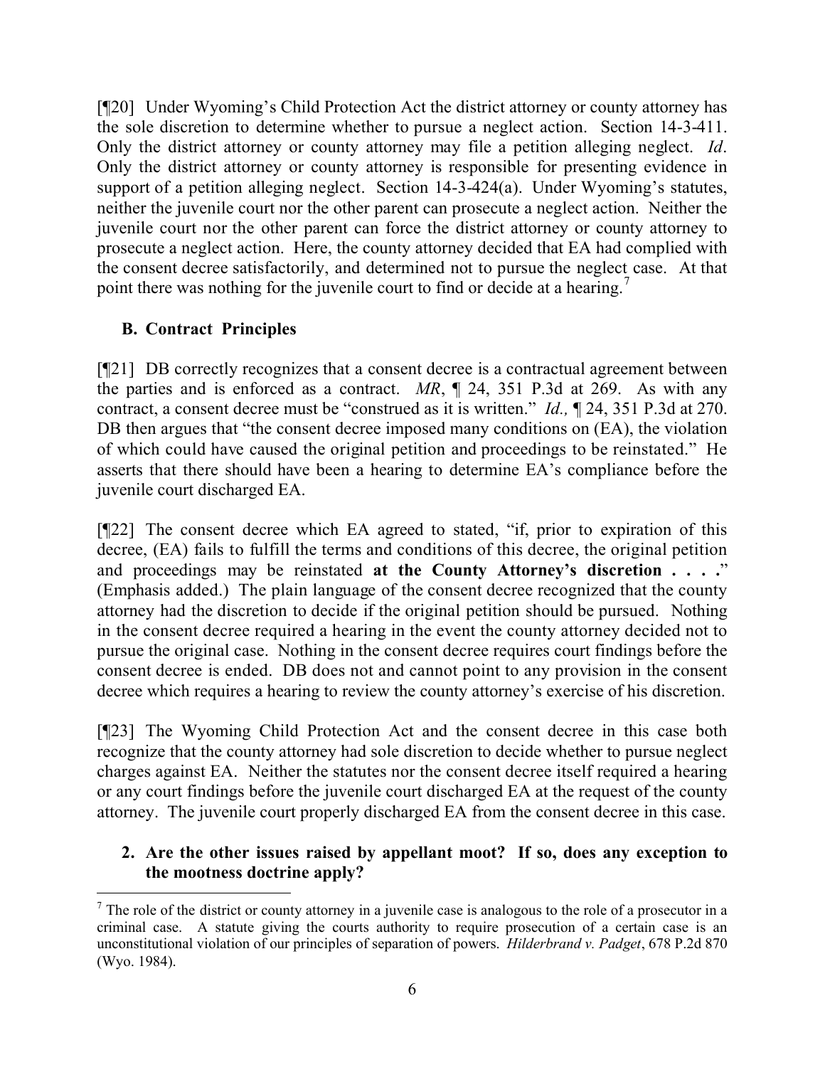[¶20] Under Wyoming's Child Protection Act the district attorney or county attorney has the sole discretion to determine whether to pursue a neglect action. Section 14-3-411. Only the district attorney or county attorney may file a petition alleging neglect. *Id*. Only the district attorney or county attorney is responsible for presenting evidence in support of a petition alleging neglect. Section 14-3-424(a). Under Wyoming's statutes, neither the juvenile court nor the other parent can prosecute a neglect action. Neither the juvenile court nor the other parent can force the district attorney or county attorney to prosecute a neglect action. Here, the county attorney decided that EA had complied with the consent decree satisfactorily, and determined not to pursue the neglect case. At that point there was nothing for the juvenile court to find or decide at a hearing.[7]

### B. Contract Principles

[¶21] DB correctly recognizes that a consent decree is a contractual agreement between the parties and is enforced as a contract. *MR*, ¶ 24, 351 P.3d at 269. As with any contract, a consent decree must be "construed as it is written." *Id.,* ¶ 24, 351 P.3d at 270. DB then argues that "the consent decree imposed many conditions on (EA), the violation of which could have caused the original petition and proceedings to be reinstated." He asserts that there should have been a hearing to determine EA's compliance before the juvenile court discharged EA.

[¶22] The consent decree which EA agreed to stated, "if, prior to expiration of this decree, (EA) fails to fulfill the terms and conditions of this decree, the original petition and proceedings may be reinstated **at the County Attorney's discretion . . . .**" (Emphasis added.) The plain language of the consent decree recognized that the county attorney had the discretion to decide if the original petition should be pursued. Nothing in the consent decree required a hearing in the event the county attorney decided not to pursue the original case. Nothing in the consent decree requires court findings before the consent decree is ended. DB does not and cannot point to any provision in the consent decree which requires a hearing to review the county attorney's exercise of his discretion.

[¶23] The Wyoming Child Protection Act and the consent decree in this case both recognize that the county attorney had sole discretion to decide whether to pursue neglect charges against EA. Neither the statutes nor the consent decree itself required a hearing or any court findings before the juvenile court discharged EA at the request of the county attorney. The juvenile court properly discharged EA from the consent decree in this case.

### 2. Are the other issues raised by appellant moot? If so, does any exception to the mootness doctrine apply?

---

[7] The role of the district or county attorney in a juvenile case is analogous to the role of a prosecutor in a criminal case. A statute giving the courts authority to require prosecution of a certain case is an unconstitutional violation of our principles of separation of powers. *Hilderbrand v. Padget*, 678 P.2d 870 (Wyo. 1984).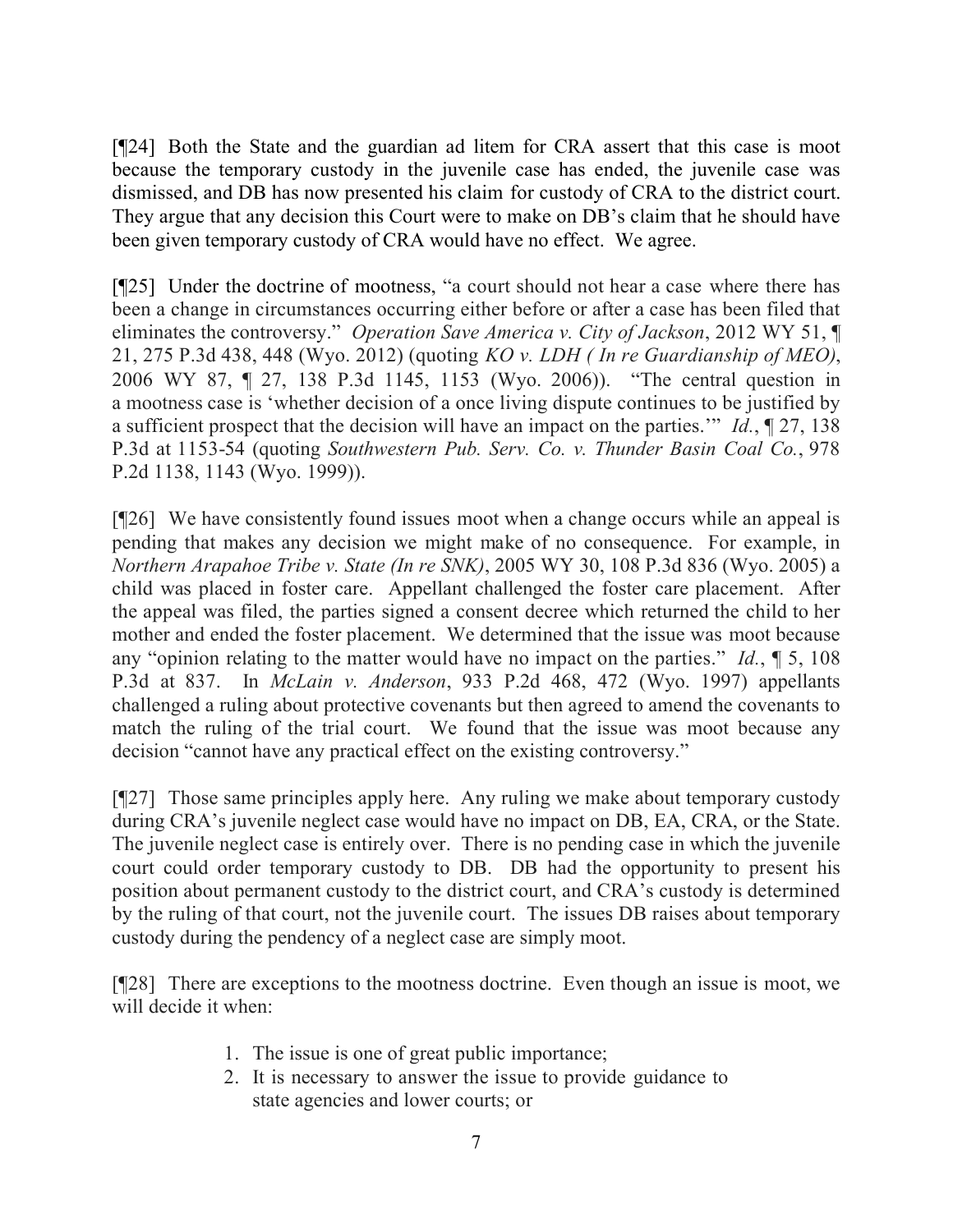[¶24] Both the State and the guardian ad litem for CRA assert that this case is moot because the temporary custody in the juvenile case has ended, the juvenile case was dismissed, and DB has now presented his claim for custody of CRA to the district court. They argue that any decision this Court were to make on DB's claim that he should have been given temporary custody of CRA would have no effect. We agree.

[¶25] Under the doctrine of mootness, "a court should not hear a case where there has been a change in circumstances occurring either before or after a case has been filed that eliminates the controversy." *Operation Save America v. City of Jackson*, 2012 WY 51, ¶ 21, 275 P.3d 438, 448 (Wyo. 2012) (quoting *KO v. LDH ( In re Guardianship of MEO)*, 2006 WY 87, ¶ 27, 138 P.3d 1145, 1153 (Wyo. 2006)). "The central question in a mootness case is 'whether decision of a once living dispute continues to be justified by a sufficient prospect that the decision will have an impact on the parties.'" *Id.*, ¶ 27, 138 P.3d at 1153-54 (quoting *Southwestern Pub. Serv. Co. v. Thunder Basin Coal Co.*, 978 P.2d 1138, 1143 (Wyo. 1999)).

[¶26] We have consistently found issues moot when a change occurs while an appeal is pending that makes any decision we might make of no consequence. For example, in *Northern Arapahoe Tribe v. State (In re SNK)*, 2005 WY 30, 108 P.3d 836 (Wyo. 2005) a child was placed in foster care. Appellant challenged the foster care placement. After the appeal was filed, the parties signed a consent decree which returned the child to her mother and ended the foster placement. We determined that the issue was moot because any "opinion relating to the matter would have no impact on the parties." *Id.*, ¶ 5, 108 P.3d at 837. In *McLain v. Anderson*, 933 P.2d 468, 472 (Wyo. 1997) appellants challenged a ruling about protective covenants but then agreed to amend the covenants to match the ruling of the trial court. We found that the issue was moot because any decision "cannot have any practical effect on the existing controversy."

[¶27] Those same principles apply here. Any ruling we make about temporary custody during CRA's juvenile neglect case would have no impact on DB, EA, CRA, or the State. The juvenile neglect case is entirely over. There is no pending case in which the juvenile court could order temporary custody to DB. DB had the opportunity to present his position about permanent custody to the district court, and CRA's custody is determined by the ruling of that court, not the juvenile court. The issues DB raises about temporary custody during the pendency of a neglect case are simply moot.

[¶28] There are exceptions to the mootness doctrine. Even though an issue is moot, we will decide it when:

1. The issue is one of great public importance;
2. It is necessary to answer the issue to provide guidance to state agencies and lower courts; or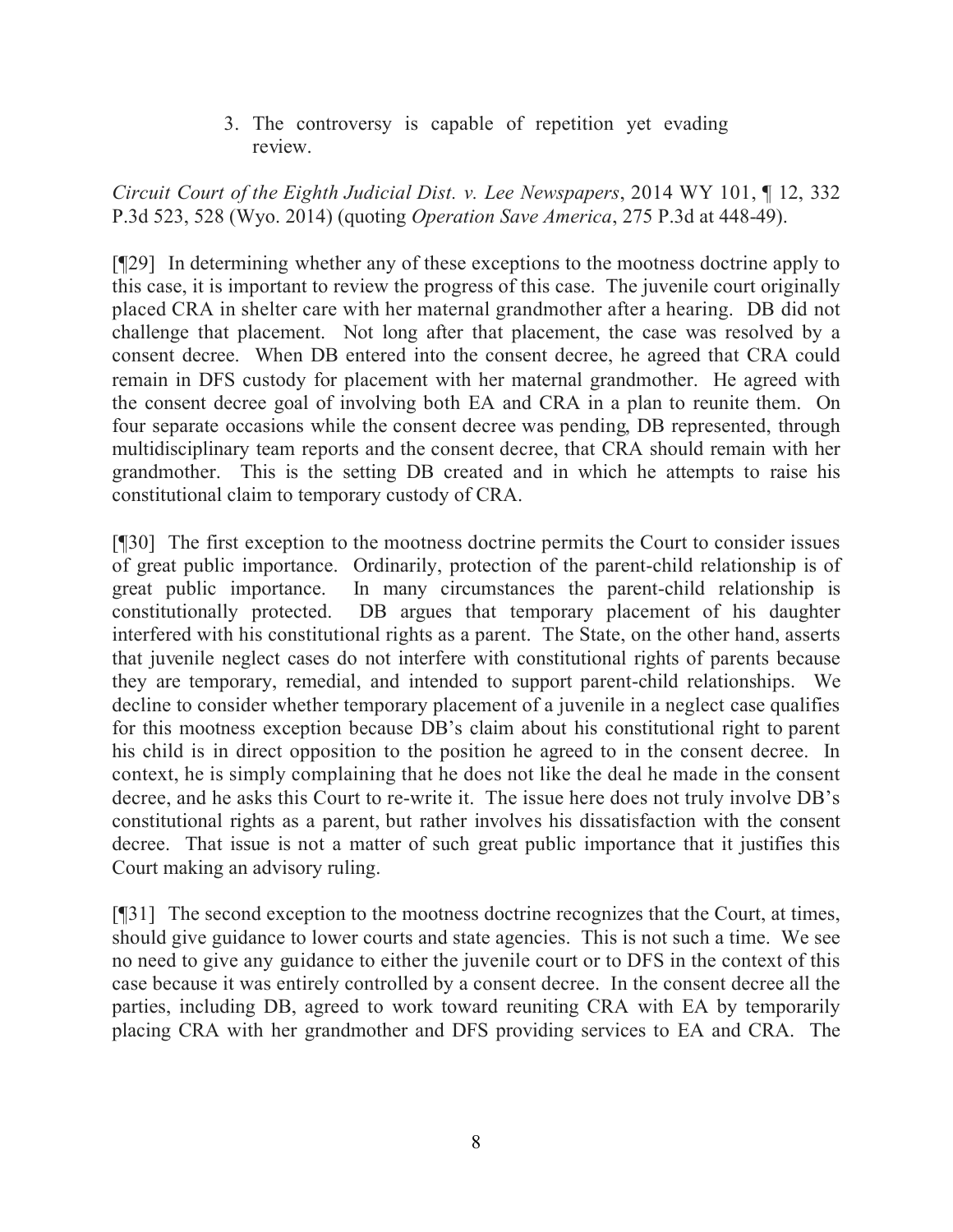3. The controversy is capable of repetition yet evading review.

*Circuit Court of the Eighth Judicial Dist. v. Lee Newspapers*, 2014 WY 101, ¶ 12, 332 P.3d 523, 528 (Wyo. 2014) (quoting *Operation Save America*, 275 P.3d at 448-49).

[¶29] In determining whether any of these exceptions to the mootness doctrine apply to this case, it is important to review the progress of this case. The juvenile court originally placed CRA in shelter care with her maternal grandmother after a hearing. DB did not challenge that placement. Not long after that placement, the case was resolved by a consent decree. When DB entered into the consent decree, he agreed that CRA could remain in DFS custody for placement with her maternal grandmother. He agreed with the consent decree goal of involving both EA and CRA in a plan to reunite them. On four separate occasions while the consent decree was pending, DB represented, through multidisciplinary team reports and the consent decree, that CRA should remain with her grandmother. This is the setting DB created and in which he attempts to raise his constitutional claim to temporary custody of CRA.

[¶30] The first exception to the mootness doctrine permits the Court to consider issues of great public importance. Ordinarily, protection of the parent-child relationship is of great public importance. In many circumstances the parent-child relationship is constitutionally protected. DB argues that temporary placement of his daughter interfered with his constitutional rights as a parent. The State, on the other hand, asserts that juvenile neglect cases do not interfere with constitutional rights of parents because they are temporary, remedial, and intended to support parent-child relationships. We decline to consider whether temporary placement of a juvenile in a neglect case qualifies for this mootness exception because DB's claim about his constitutional right to parent his child is in direct opposition to the position he agreed to in the consent decree. In context, he is simply complaining that he does not like the deal he made in the consent decree, and he asks this Court to re-write it. The issue here does not truly involve DB's constitutional rights as a parent, but rather involves his dissatisfaction with the consent decree. That issue is not a matter of such great public importance that it justifies this Court making an advisory ruling.

[¶31] The second exception to the mootness doctrine recognizes that the Court, at times, should give guidance to lower courts and state agencies. This is not such a time. We see no need to give any guidance to either the juvenile court or to DFS in the context of this case because it was entirely controlled by a consent decree. In the consent decree all the parties, including DB, agreed to work toward reuniting CRA with EA by temporarily placing CRA with her grandmother and DFS providing services to EA and CRA. The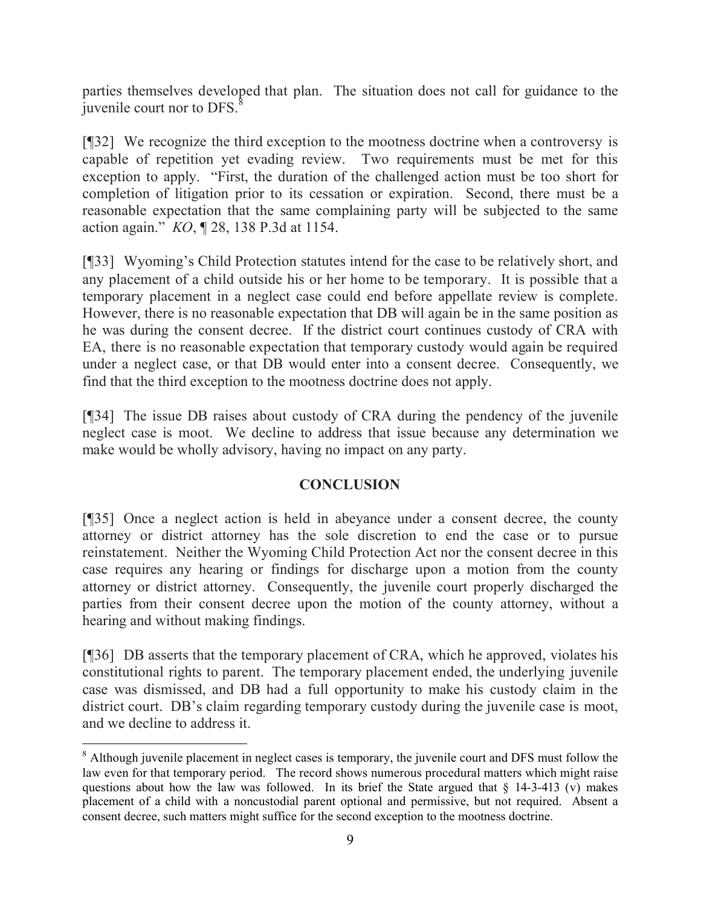parties themselves developed that plan. The situation does not call for guidance to the juvenile court nor to DFS.[8]

[¶32] We recognize the third exception to the mootness doctrine when a controversy is capable of repetition yet evading review. Two requirements must be met for this exception to apply. "First, the duration of the challenged action must be too short for completion of litigation prior to its cessation or expiration. Second, there must be a reasonable expectation that the same complaining party will be subjected to the same action again." *KO*, ¶ 28, 138 P.3d at 1154.

[¶33] Wyoming's Child Protection statutes intend for the case to be relatively short, and any placement of a child outside his or her home to be temporary. It is possible that a temporary placement in a neglect case could end before appellate review is complete. However, there is no reasonable expectation that DB will again be in the same position as he was during the consent decree. If the district court continues custody of CRA with EA, there is no reasonable expectation that temporary custody would again be required under a neglect case, or that DB would enter into a consent decree. Consequently, we find that the third exception to the mootness doctrine does not apply.

[¶34] The issue DB raises about custody of CRA during the pendency of the juvenile neglect case is moot. We decline to address that issue because any determination we make would be wholly advisory, having no impact on any party.

## CONCLUSION

[¶35] Once a neglect action is held in abeyance under a consent decree, the county attorney or district attorney has the sole discretion to end the case or to pursue reinstatement. Neither the Wyoming Child Protection Act nor the consent decree in this case requires any hearing or findings for discharge upon a motion from the county attorney or district attorney. Consequently, the juvenile court properly discharged the parties from their consent decree upon the motion of the county attorney, without a hearing and without making findings.

[¶36] DB asserts that the temporary placement of CRA, which he approved, violates his constitutional rights to parent. The temporary placement ended, the underlying juvenile case was dismissed, and DB had a full opportunity to make his custody claim in the district court. DB's claim regarding temporary custody during the juvenile case is moot, and we decline to address it.

---

[8] Although juvenile placement in neglect cases is temporary, the juvenile court and DFS must follow the law even for that temporary period. The record shows numerous procedural matters which might raise questions about how the law was followed. In its brief the State argued that § 14-3-413 (v) makes placement of a child with a noncustodial parent optional and permissive, but not required. Absent a consent decree, such matters might suffice for the second exception to the mootness doctrine.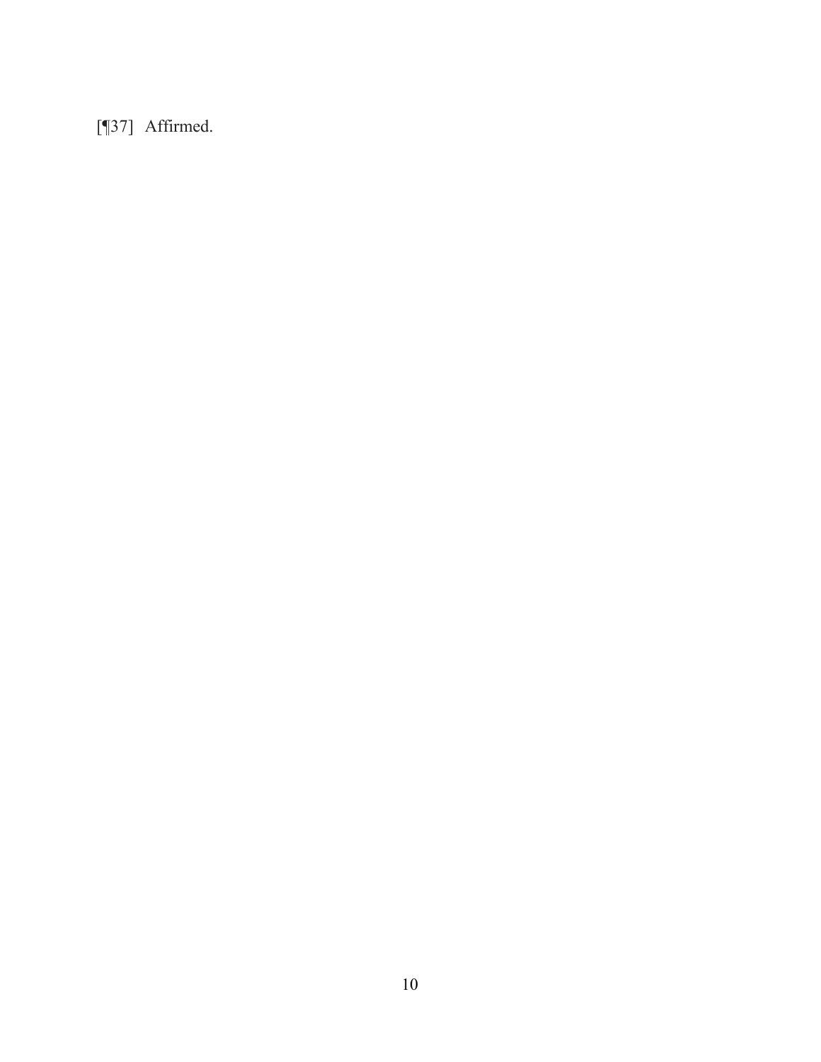[¶37] Affirmed.